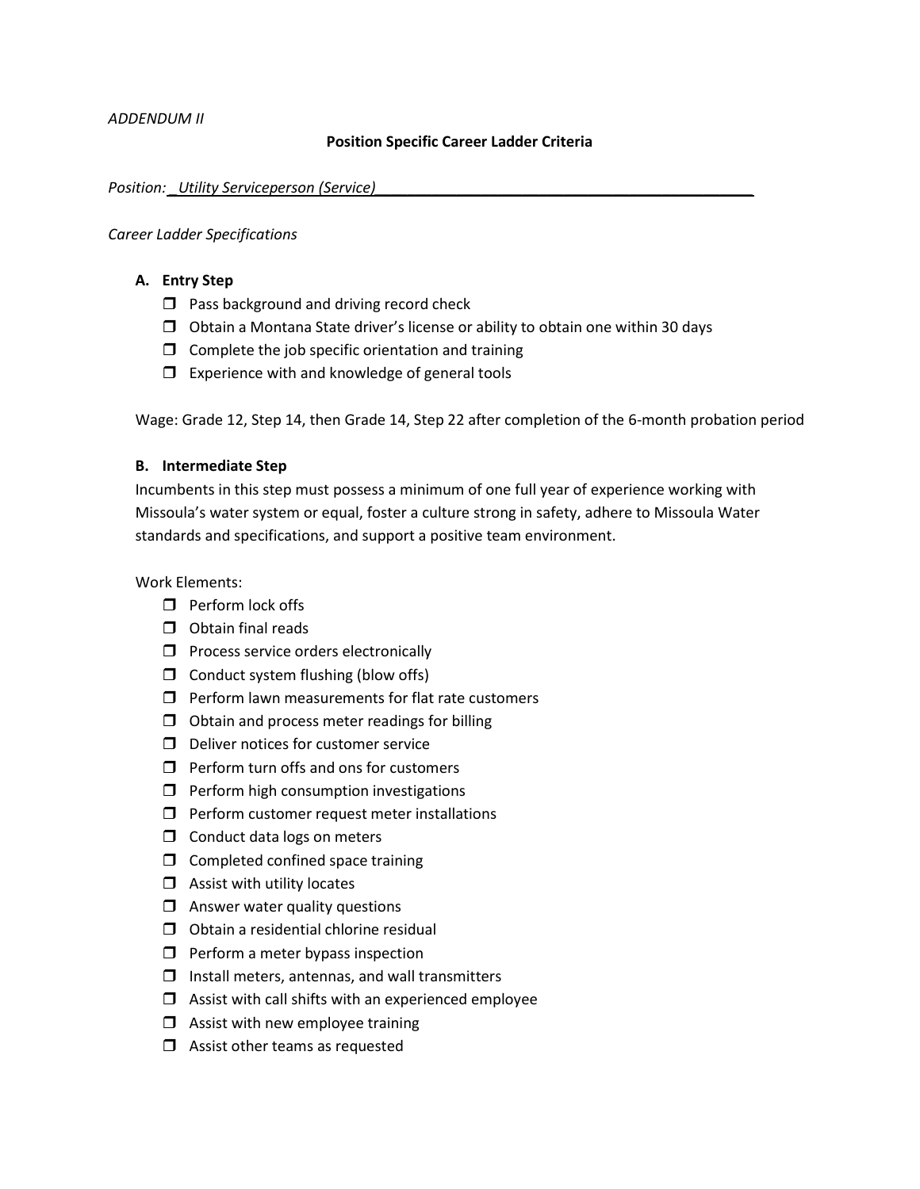*ADDENDUM II*

## Position Specific Career Ladder Criteria

*Position: Utility Serviceperson (Service)*

*Career Ladder Specifications*

### A. Entry Step

- ❒ Pass background and driving record check
- ❒ Obtain a Montana State driver's license or ability to obtain one within 30 days
- ❒ Complete the job specific orientation and training
- ❒ Experience with and knowledge of general tools

Wage: Grade 12, Step 14, then Grade 14, Step 22 after completion of the 6-month probation period

### B. Intermediate Step

Incumbents in this step must possess a minimum of one full year of experience working with Missoula's water system or equal, foster a culture strong in safety, adhere to Missoula Water standards and specifications, and support a positive team environment.

Work Elements:

- ❒ Perform lock offs
- ❒ Obtain final reads
- ❒ Process service orders electronically
- ❒ Conduct system flushing (blow offs)
- ❒ Perform lawn measurements for flat rate customers
- ❒ Obtain and process meter readings for billing
- ❒ Deliver notices for customer service
- ❒ Perform turn offs and ons for customers
- ❒ Perform high consumption investigations
- ❒ Perform customer request meter installations
- ❒ Conduct data logs on meters
- ❒ Completed confined space training
- ❒ Assist with utility locates
- ❒ Answer water quality questions
- ❒ Obtain a residential chlorine residual
- ❒ Perform a meter bypass inspection
- ❒ Install meters, antennas, and wall transmitters
- ❒ Assist with call shifts with an experienced employee
- ❒ Assist with new employee training
- ❒ Assist other teams as requested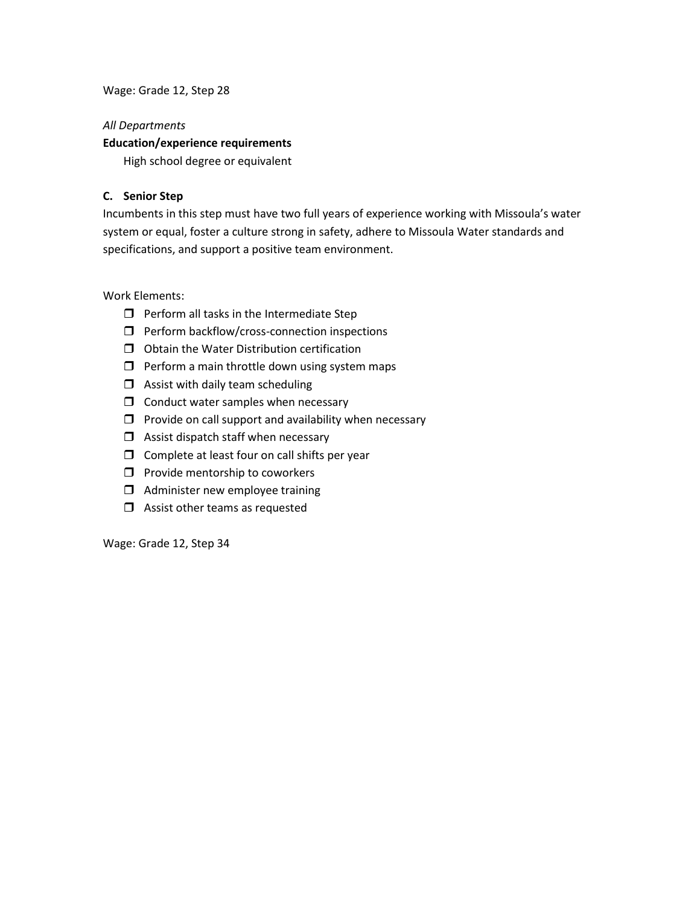Wage: Grade 12, Step 28

*All Departments*

**Education/experience requirements**

High school degree or equivalent

### C. Senior Step

Incumbents in this step must have two full years of experience working with Missoula's water system or equal, foster a culture strong in safety, adhere to Missoula Water standards and specifications, and support a positive team environment.

Work Elements:

- ☐ Perform all tasks in the Intermediate Step
- ☐ Perform backflow/cross-connection inspections
- ☐ Obtain the Water Distribution certification
- ☐ Perform a main throttle down using system maps
- ☐ Assist with daily team scheduling
- ☐ Conduct water samples when necessary
- ☐ Provide on call support and availability when necessary
- ☐ Assist dispatch staff when necessary
- ☐ Complete at least four on call shifts per year
- ☐ Provide mentorship to coworkers
- ☐ Administer new employee training
- ☐ Assist other teams as requested

Wage: Grade 12, Step 34